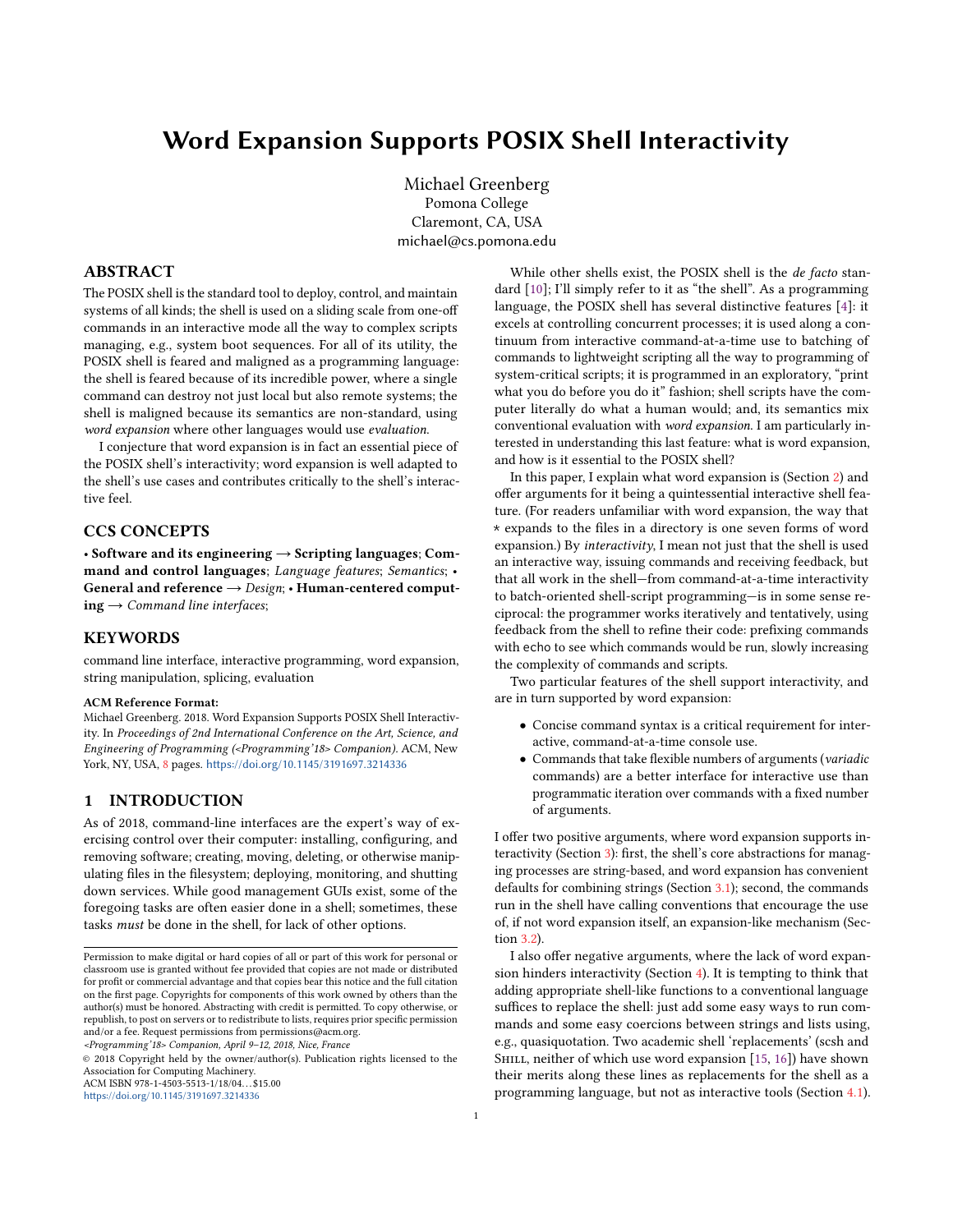# Word Expansion Supports POSIX Shell Interactivity

Michael Greenberg
Pomona College
Claremont, CA, USA
michael@cs.pomona.edu

## ABSTRACT

The POSIX shell is the standard tool to deploy, control, and maintain systems of all kinds; the shell is used on a sliding scale from one-off commands in an interactive mode all the way to complex scripts managing, e.g., system boot sequences. For all of its utility, the POSIX shell is feared and maligned as a programming language: the shell is feared because of its incredible power, where a single command can destroy not just local but also remote systems; the shell is maligned because its semantics are non-standard, using *word expansion* where other languages would use *evaluation*.

I conjecture that word expansion is in fact an essential piece of the POSIX shell's interactivity; word expansion is well adapted to the shell's use cases and contributes critically to the shell's interactive feel.

## CCS CONCEPTS

• **Software and its engineering** → **Scripting languages**; **Command and control languages**; *Language features*; *Semantics*; • **General and reference** → *Design*; • **Human-centered computing** → *Command line interfaces*;

## KEYWORDS

command line interface, interactive programming, word expansion, string manipulation, splicing, evaluation

**ACM Reference Format:**
Michael Greenberg. 2018. Word Expansion Supports POSIX Shell Interactivity. In *Proceedings of 2nd International Conference on the Art, Science, and Engineering of Programming (<Programming'18> Companion)*. ACM, New York, NY, USA, 8 pages. https://doi.org/10.1145/3191697.3214336

## 1 INTRODUCTION

As of 2018, command-line interfaces are the expert's way of exercising control over their computer: installing, configuring, and removing software; creating, moving, deleting, or otherwise manipulating files in the filesystem; deploying, monitoring, and shutting down services. While good management GUIs exist, some of the foregoing tasks are often easier done in a shell; sometimes, these tasks *must* be done in the shell, for lack of other options.

While other shells exist, the POSIX shell is the *de facto* standard [10]; I'll simply refer to it as "the shell". As a programming language, the POSIX shell has several distinctive features [4]: it excels at controlling concurrent processes; it is used along a continuum from interactive command-at-a-time use to batching of commands to lightweight scripting all the way to programming of system-critical scripts; it is programmed in an exploratory, "print what you do before you do it" fashion; shell scripts have the computer literally do what a human would; and, its semantics mix conventional evaluation with *word expansion*. I am particularly interested in understanding this last feature: what is word expansion, and how is it essential to the POSIX shell?

In this paper, I explain what word expansion is (Section 2) and offer arguments for it being a quintessential interactive shell feature. (For readers unfamiliar with word expansion, the way that * expands to the files in a directory is one seven forms of word expansion.) By *interactivity*, I mean not just that the shell is used an interactive way, issuing commands and receiving feedback, but that all work in the shell—from command-at-a-time interactivity to batch-oriented shell-script programming—is in some sense reciprocal: the programmer works iteratively and tentatively, using feedback from the shell to refine their code: prefixing commands with echo to see which commands would be run, slowly increasing the complexity of commands and scripts.

Two particular features of the shell support interactivity, and are in turn supported by word expansion:

- Concise command syntax is a critical requirement for interactive, command-at-a-time console use.
- Commands that take flexible numbers of arguments (*variadic* commands) are a better interface for interactive use than programmatic iteration over commands with a fixed number of arguments.

I offer two positive arguments, where word expansion supports interactivity (Section 3): first, the shell's core abstractions for managing processes are string-based, and word expansion has convenient defaults for combining strings (Section 3.1); second, the commands run in the shell have calling conventions that encourage the use of, if not word expansion itself, an expansion-like mechanism (Section 3.2).

I also offer negative arguments, where the lack of word expansion hinders interactivity (Section 4). It is tempting to think that adding appropriate shell-like functions to a conventional language suffices to replace the shell: just add some easy ways to run commands and some easy coercions between strings and lists using, e.g., quasiquotation. Two academic shell 'replacements' (scsh and Shill, neither of which use word expansion [15, 16]) have shown their merits along these lines as replacements for the shell as a programming language, but not as interactive tools (Section 4.1).

Permission to make digital or hard copies of all or part of this work for personal or classroom use is granted without fee provided that copies are not made or distributed for profit or commercial advantage and that copies bear this notice and the full citation on the first page. Copyrights for components of this work owned by others than the author(s) must be honored. Abstracting with credit is permitted. To copy otherwise, or republish, to post on servers or to redistribute to lists, requires prior specific permission and/or a fee. Request permissions from permissions@acm.org.
*<Programming'18> Companion, April 9–12, 2018, Nice, France*
© 2018 Copyright held by the owner/author(s). Publication rights licensed to the Association for Computing Machinery.
ACM ISBN 978-1-4503-5513-1/18/04...$15.00
https://doi.org/10.1145/3191697.3214336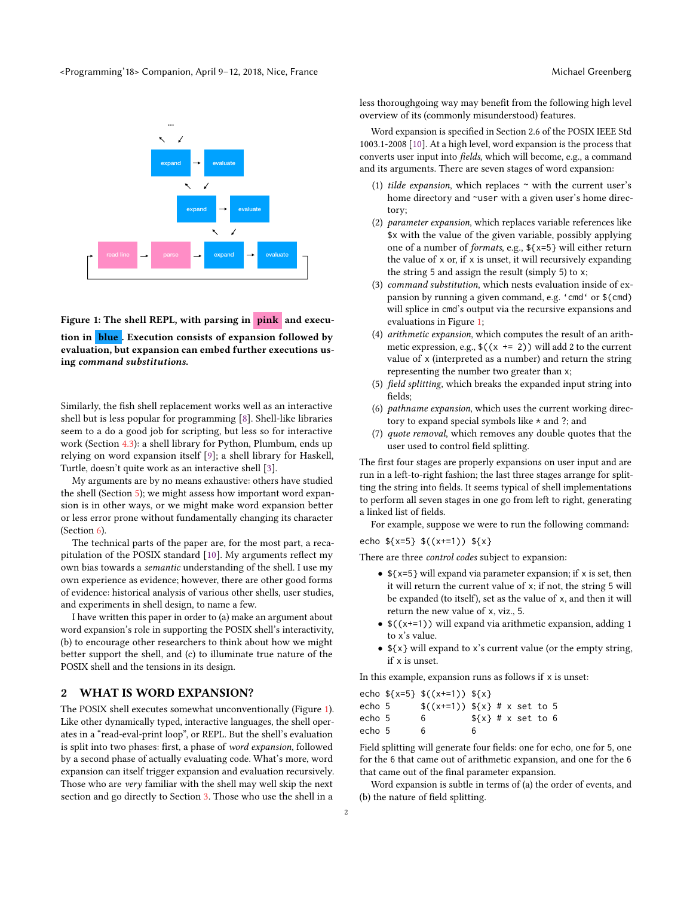Figure 1: The shell REPL, with parsing in pink and execution in blue. Execution consists of expansion followed by evaluation, but expansion can embed further executions using *command substitutions*.

Similarly, the fish shell replacement works well as an interactive shell but is less popular for programming [8]. Shell-like libraries seem to a do a good job for scripting, but less so for interactive work (Section 4.3): a shell library for Python, Plumbum, ends up relying on word expansion itself [9]; a shell library for Haskell, Turtle, doesn't quite work as an interactive shell [3].

My arguments are by no means exhaustive: others have studied the shell (Section 5); we might assess how important word expansion is in other ways, or we might make word expansion better or less error prone without fundamentally changing its character (Section 6).

The technical parts of the paper are, for the most part, a recapitulation of the POSIX standard [10]. My arguments reflect my own bias towards a *semantic* understanding of the shell. I use my own experience as evidence; however, there are other good forms of evidence: historical analysis of various other shells, user studies, and experiments in shell design, to name a few.

I have written this paper in order to (a) make an argument about word expansion's role in supporting the POSIX shell's interactivity, (b) to encourage other researchers to think about how we might better support the shell, and (c) to illuminate true nature of the POSIX shell and the tensions in its design.

## 2 WHAT IS WORD EXPANSION?

The POSIX shell executes somewhat unconventionally (Figure 1). Like other dynamically typed, interactive languages, the shell operates in a "read-eval-print loop", or REPL. But the shell's evaluation is split into two phases: first, a phase of *word expansion*, followed by a second phase of actually evaluating code. What's more, word expansion can itself trigger expansion and evaluation recursively. Those who are *very* familiar with the shell may well skip the next section and go directly to Section 3. Those who use the shell in a less thoroughgoing way may benefit from the following high level overview of its (commonly misunderstood) features.

Word expansion is specified in Section 2.6 of the POSIX IEEE Std 1003.1-2008 [10]. At a high level, word expansion is the process that converts user input into *fields*, which will become, e.g., a command and its arguments. There are seven stages of word expansion:

1. *tilde expansion*, which replaces `~` with the current user's home directory and `~user` with a given user's home directory;
2. *parameter expansion*, which replaces variable references like `$x` with the value of the given variable, possibly applying one of a number of *formats*, e.g., `${x=5}` will either return the value of `x` or, if `x` is unset, it will recursively expanding the string `5` and assign the result (simply `5`) to `x`;
3. *command substitution*, which nests evaluation inside of expansion by running a given command, e.g. `` `cmd` `` or `$(cmd)` will splice in `cmd`'s output via the recursive expansions and evaluations in Figure 1;
4. *arithmetic expansion*, which computes the result of an arithmetic expression, e.g., `$((x += 2))` will add 2 to the current value of `x` (interpreted as a number) and return the string representing the number two greater than `x`;
5. *field splitting*, which breaks the expanded input string into fields;
6. *pathname expansion*, which uses the current working directory to expand special symbols like `*` and `?`; and
7. *quote removal*, which removes any double quotes that the user used to control field splitting.

The first four stages are properly expansions on user input and are run in a left-to-right fashion; the last three stages arrange for splitting the string into fields. It seems typical of shell implementations to perform all seven stages in one go from left to right, generating a linked list of fields.

For example, suppose we were to run the following command:

```
echo ${x=5} $((x+=1)) ${x}
```

There are three *control codes* subject to expansion:

- `${x=5}` will expand via parameter expansion; if `x` is set, then it will return the current value of `x`; if not, the string `5` will be expanded (to itself), set as the value of `x`, and then it will return the new value of `x`, viz., `5`.
- `$((x+=1))` will expand via arithmetic expansion, adding 1 to `x`'s value.
- `${x}` will expand to `x`'s current value (or the empty string, if `x` is unset.

In this example, expansion runs as follows if `x` is unset:

```
echo ${x=5} $((x+=1)) ${x}
echo 5      $((x+=1)) ${x} # x set to 5
echo 5      6         ${x} # x set to 6
echo 5      6         6
```

Field splitting will generate four fields: one for `echo`, one for `5`, one for the `6` that came out of arithmetic expansion, and one for the `6` that came out of the final parameter expansion.

Word expansion is subtle in terms of (a) the order of events, and (b) the nature of field splitting.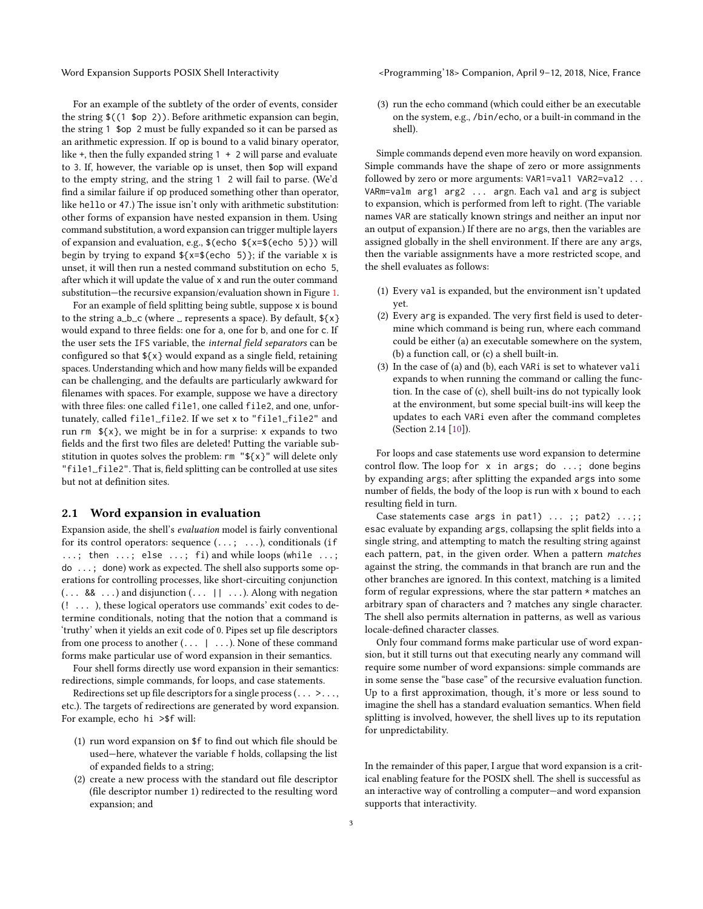For an example of the subtlety of the order of events, consider the string `$((1 $op 2))`. Before arithmetic expansion can begin, the string `1 $op 2` must be fully expanded so it can be parsed as an arithmetic expression. If `op` is bound to a valid binary operator, like `+`, then the fully expanded string `1 + 2` will parse and evaluate to `3`. If, however, the variable `op` is unset, then `$op` will expand to the empty string, and the string `1 2` will fail to parse. (We'd find a similar failure if `op` produced something other than operator, like `hello` or `47`.) The issue isn't only with arithmetic substitution: other forms of expansion have nested expansion in them. Using command substitution, a word expansion can trigger multiple layers of expansion and evaluation, e.g., `$(echo ${x=$(echo 5)})` will begin by trying to expand `${x=$(echo 5)}`; if the variable `x` is unset, it will then run a nested command substitution on `echo 5`, after which it will update the value of `x` and run the outer command substitution—the recursive expansion/evaluation shown in Figure 1.

For an example of field splitting being subtle, suppose `x` is bound to the string `a␣b␣c` (where `␣` represents a space). By default, `${x}` would expand to three fields: one for `a`, one for `b`, and one for `c`. If the user sets the `IFS` variable, the *internal field separators* can be configured so that `${x}` would expand as a single field, retaining spaces. Understanding which and how many fields will be expanded can be challenging, and the defaults are particularly awkward for filenames with spaces. For example, suppose we have a directory with three files: one called `file1`, one called `file2`, and one, unfortunately, called `file1␣file2`. If we set `x` to `"file1␣file2"` and run `rm ${x}`, we might be in for a surprise: `x` expands to two fields and the first two files are deleted! Putting the variable substitution in quotes solves the problem: `rm "${x}"` will delete only `"file1␣file2"`. That is, field splitting can be controlled at use sites but not at definition sites.

## 2.1 Word expansion in evaluation

Expansion aside, the shell's *evaluation* model is fairly conventional for its control operators: sequence (`...; ...`), conditionals (`if ...; then ...; else ...; fi`) and while loops (`while ...; do ...; done`) work as expected. The shell also supports some operations for controlling processes, like short-circuiting conjunction (`... && ...`) and disjunction (`... || ...`). Along with negation (`! ...`), these logical operators use commands' exit codes to determine conditionals, noting that the notion that a command is 'truthy' when it yields an exit code of 0. Pipes set up file descriptors from one process to another (`... | ...`). None of these command forms make particular use of word expansion in their semantics.

Four shell forms directly use word expansion in their semantics: redirections, simple commands, for loops, and case statements.

Redirections set up file descriptors for a single process (`... >...`, etc.). The targets of redirections are generated by word expansion. For example, `echo hi >$f` will:

1. run word expansion on `$f` to find out which file should be used—here, whatever the variable `f` holds, collapsing the list of expanded fields to a string;
2. create a new process with the standard out file descriptor (file descriptor number 1) redirected to the resulting word expansion; and
3. run the echo command (which could either be an executable on the system, e.g., `/bin/echo`, or a built-in command in the shell).

Simple commands depend even more heavily on word expansion. Simple commands have the shape of zero or more assignments followed by zero or more arguments: `VAR1=val1 VAR2=val2 ... VARm=valm arg1 arg2 ... argn`. Each `val` and `arg` is subject to expansion, which is performed from left to right. (The variable names `VAR` are statically known strings and neither an input nor an output of expansion.) If there are no `args`, then the variables are assigned globally in the shell environment. If there are any `args`, then the variable assignments have a more restricted scope, and the shell evaluates as follows:

1. Every `val` is expanded, but the environment isn't updated yet.
2. Every `arg` is expanded. The very first field is used to determine which command is being run, where each command could be either (a) an executable somewhere on the system, (b) a function call, or (c) a shell built-in.
3. In the case of (a) and (b), each `VARi` is set to whatever `vali` expands to when running the command or calling the function. In the case of (c), shell built-ins do not typically look at the environment, but some special built-ins will keep the updates to each `VARi` even after the command completes (Section 2.14 [10]).

For loops and case statements use word expansion to determine control flow. The loop `for x in args; do ...; done` begins by expanding `args`; after splitting the expanded `args` into some number of fields, the body of the loop is run with `x` bound to each resulting field in turn.

Case statements `case args in pat1) ... ;; pat2) ...;; esac` evaluate by expanding `args`, collapsing the split fields into a single string, and attempting to match the resulting string against each pattern, `pat`, in the given order. When a pattern *matches* against the string, the commands in that branch are run and the other branches are ignored. In this context, matching is a limited form of regular expressions, where the star pattern `*` matches an arbitrary span of characters and `?` matches any single character. The shell also permits alternation in patterns, as well as various locale-defined character classes.

Only four command forms make particular use of word expansion, but it still turns out that executing nearly any command will require some number of word expansions: simple commands are in some sense the "base case" of the recursive evaluation function. Up to a first approximation, though, it's more or less sound to imagine the shell has a standard evaluation semantics. When field splitting is involved, however, the shell lives up to its reputation for unpredictability.

In the remainder of this paper, I argue that word expansion is a critical enabling feature for the POSIX shell. The shell is successful as an interactive way of controlling a computer—and word expansion supports that interactivity.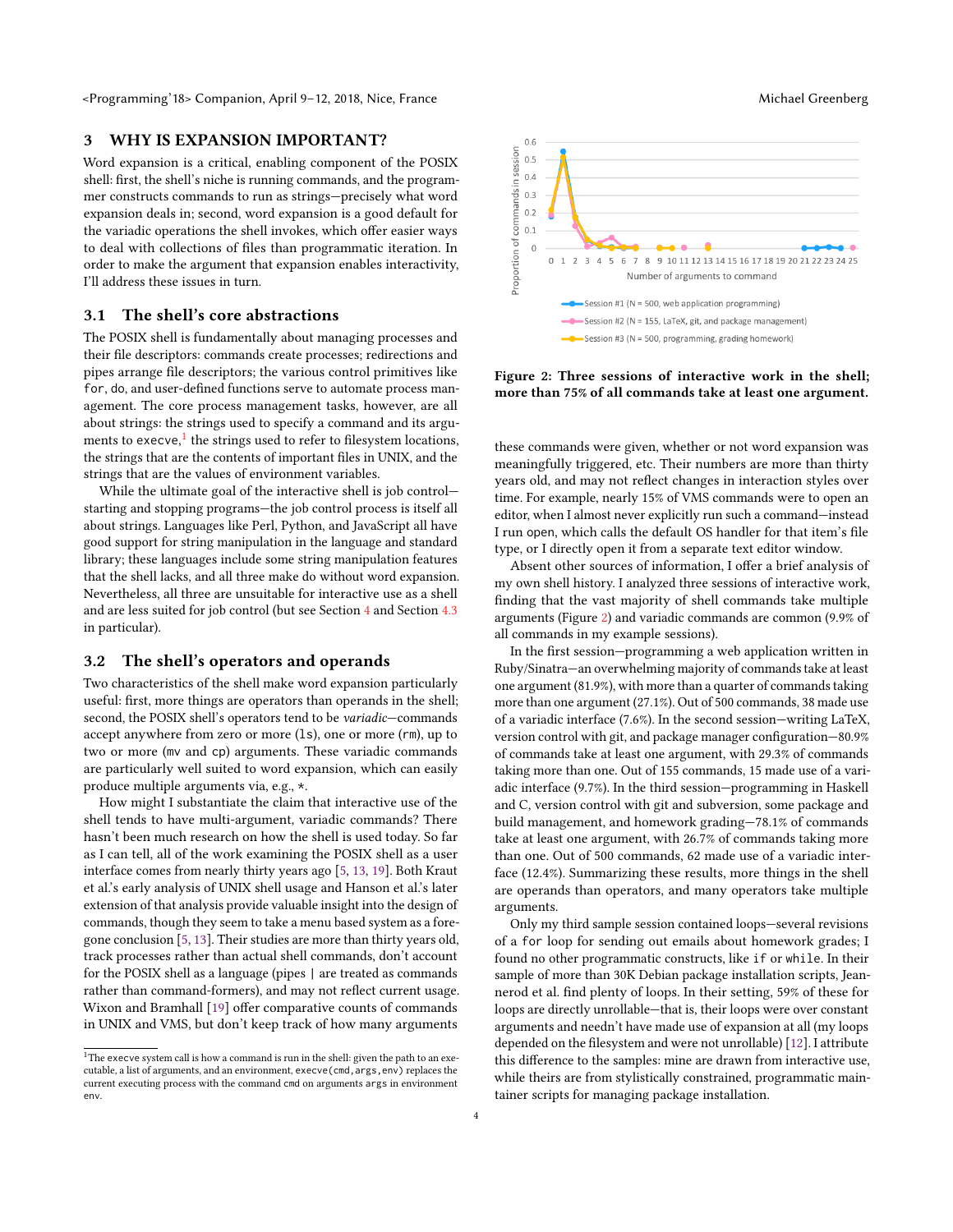## 3 WHY IS EXPANSION IMPORTANT?

Word expansion is a critical, enabling component of the POSIX shell: first, the shell's niche is running commands, and the programmer constructs commands to run as strings—precisely what word expansion deals in; second, word expansion is a good default for the variadic operations the shell invokes, which offer easier ways to deal with collections of files than programmatic iteration. In order to make the argument that expansion enables interactivity, I'll address these issues in turn.

### 3.1 The shell's core abstractions

The POSIX shell is fundamentally about managing processes and their file descriptors: commands create processes; redirections and pipes arrange file descriptors; the various control primitives like `for`, `do`, and user-defined functions serve to automate process management. The core process management tasks, however, are all about strings: the strings used to specify a command and its arguments to `execve`,[1] the strings used to refer to filesystem locations, the strings that are the contents of important files in UNIX, and the strings that are the values of environment variables.

While the ultimate goal of the interactive shell is job control—starting and stopping programs—the job control process is itself all about strings. Languages like Perl, Python, and JavaScript all have good support for string manipulation in the language and standard library; these languages include some string manipulation features that the shell lacks, and all three make do without word expansion. Nevertheless, all three are unsuitable for interactive use as a shell and are less suited for job control (but see Section 4 and Section 4.3 in particular).

### 3.2 The shell's operators and operands

Two characteristics of the shell make word expansion particularly useful: first, more things are operators than operands in the shell; second, the POSIX shell's operators tend to be *variadic*—commands accept anywhere from zero or more (`ls`), one or more (`rm`), up to two or more (`mv` and `cp`) arguments. These variadic commands are particularly well suited to word expansion, which can easily produce multiple arguments via, e.g., `*`.

How might I substantiate the claim that interactive use of the shell tends to have multi-argument, variadic commands? There hasn't been much research on how the shell is used today. So far as I can tell, all of the work examining the POSIX shell as a user interface comes from nearly thirty years ago [5, 13, 19]. Both Kraut et al.'s early analysis of UNIX shell usage and Hanson et al.'s later extension of that analysis provide valuable insight into the design of commands, though they seem to take a menu based system as a foregone conclusion [5, 13]. Their studies are more than thirty years old, track processes rather than actual shell commands, don't account for the POSIX shell as a language (pipes `|` are treated as commands rather than command-formers), and may not reflect current usage. Wixon and Bramhall [19] offer comparative counts of commands in UNIX and VMS, but don't keep track of how many arguments these commands were given, whether or not word expansion was meaningfully triggered, etc. Their numbers are more than thirty years old, and may not reflect changes in interaction styles over time. For example, nearly 15% of VMS commands were to open an editor, when I almost never explicitly run such a command—instead I run `open`, which calls the default OS handler for that item's file type, or I directly open it from a separate text editor window.

Figure 2: Three sessions of interactive work in the shell; more than 75% of all commands take at least one argument.

Absent other sources of information, I offer a brief analysis of my own shell history. I analyzed three sessions of interactive work, finding that the vast majority of shell commands take multiple arguments (Figure 2) and variadic commands are common (9.9% of all commands in my example sessions).

In the first session—programming a web application written in Ruby/Sinatra—an overwhelming majority of commands take at least one argument (81.9%), with more than a quarter of commands taking more than one argument (27.1%). Out of 500 commands, 38 made use of a variadic interface (7.6%). In the second session—writing LaTeX, version control with git, and package manager configuration—80.9% of commands take at least one argument, with 29.3% of commands taking more than one. Out of 155 commands, 15 made use of a variadic interface (9.7%). In the third session—programming in Haskell and C, version control with git and subversion, some package and build management, and homework grading—78.1% of commands take at least one argument, with 26.7% of commands taking more than one. Out of 500 commands, 62 made use of a variadic interface (12.4%). Summarizing these results, more things in the shell are operands than operators, and many operators take multiple arguments.

Only my third sample session contained loops—several revisions of a `for` loop for sending out emails about homework grades; I found no other programmatic constructs, like `if` or `while`. In their sample of more than 30K Debian package installation scripts, Jeannerod et al. find plenty of loops. In their setting, 59% of these for loops are directly unrollable—that is, their loops were over constant arguments and needn't have made use of expansion at all (my loops depended on the filesystem and were not unrollable) [12]. I attribute this difference to the samples: mine are drawn from interactive use, while theirs are from stylistically constrained, programmatic maintainer scripts for managing package installation.

[1] The `execve` system call is how a command is run in the shell: given the path to an executable, a list of arguments, and an environment, `execve(cmd,args,env)` replaces the current executing process with the command `cmd` on arguments `args` in environment `env`.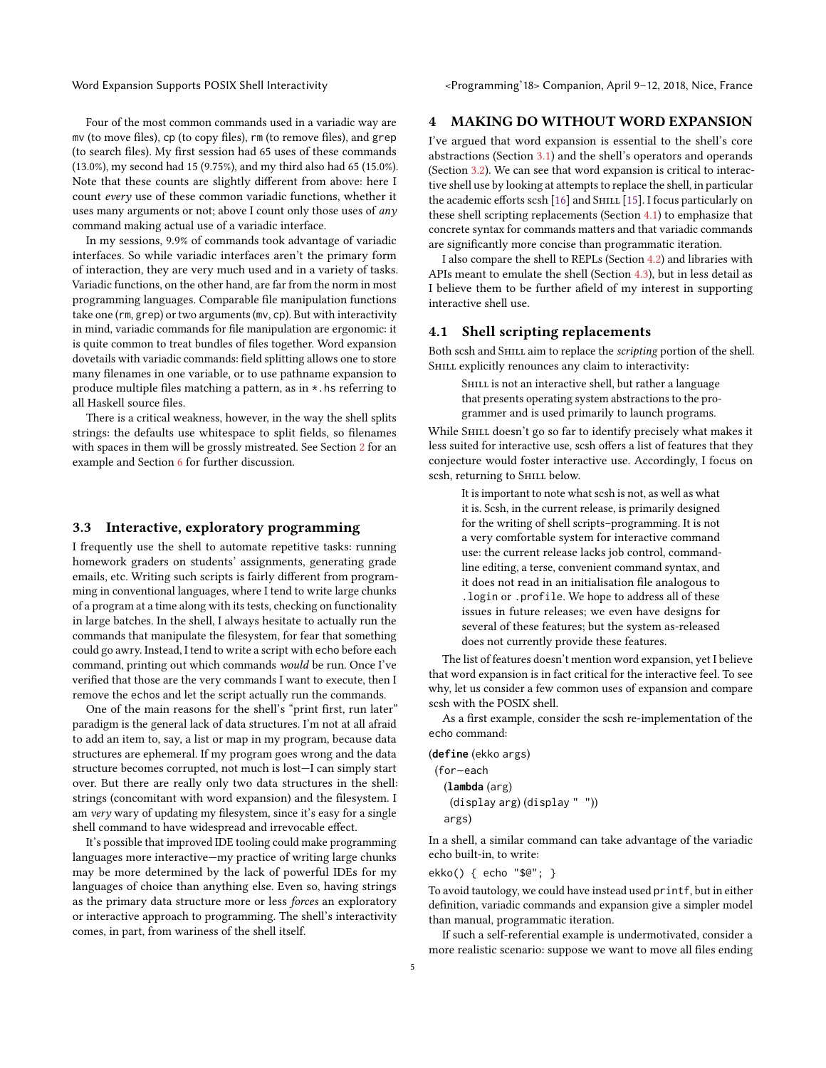Four of the most common commands used in a variadic way are mv (to move files), cp (to copy files), rm (to remove files), and grep (to search files). My first session had 65 uses of these commands (13.0%), my second had 15 (9.75%), and my third also had 65 (15.0%). Note that these counts are slightly different from above: here I count *every* use of these common variadic functions, whether it uses many arguments or not; above I count only those uses of *any* command making actual use of a variadic interface.

In my sessions, 9.9% of commands took advantage of variadic interfaces. So while variadic interfaces aren't the primary form of interaction, they are very much used and in a variety of tasks. Variadic functions, on the other hand, are far from the norm in most programming languages. Comparable file manipulation functions take one (rm, grep) or two arguments (mv, cp). But with interactivity in mind, variadic commands for file manipulation are ergonomic: it is quite common to treat bundles of files together. Word expansion dovetails with variadic commands: field splitting allows one to store many filenames in one variable, or to use pathname expansion to produce multiple files matching a pattern, as in `*.hs` referring to all Haskell source files.

There is a critical weakness, however, in the way the shell splits strings: the defaults use whitespace to split fields, so filenames with spaces in them will be grossly mistreated. See Section 2 for an example and Section 6 for further discussion.

### 3.3 Interactive, exploratory programming

I frequently use the shell to automate repetitive tasks: running homework graders on students' assignments, generating grade emails, etc. Writing such scripts is fairly different from programming in conventional languages, where I tend to write large chunks of a program at a time along with its tests, checking on functionality in large batches. In the shell, I always hesitate to actually run the commands that manipulate the filesystem, for fear that something could go awry. Instead, I tend to write a script with echo before each command, printing out which commands *would* be run. Once I've verified that those are the very commands I want to execute, then I remove the echos and let the script actually run the commands.

One of the main reasons for the shell's "print first, run later" paradigm is the general lack of data structures. I'm not at all afraid to add an item to, say, a list or map in my program, because data structures are ephemeral. If my program goes wrong and the data structure becomes corrupted, not much is lost—I can simply start over. But there are really only two data structures in the shell: strings (concomitant with word expansion) and the filesystem. I am *very* wary of updating my filesystem, since it's easy for a single shell command to have widespread and irrevocable effect.

It's possible that improved IDE tooling could make programming languages more interactive—my practice of writing large chunks may be more determined by the lack of powerful IDEs for my languages of choice than anything else. Even so, having strings as the primary data structure more or less *forces* an exploratory or interactive approach to programming. The shell's interactivity comes, in part, from wariness of the shell itself.

## 4 MAKING DO WITHOUT WORD EXPANSION

I've argued that word expansion is essential to the shell's core abstractions (Section 3.1) and the shell's operators and operands (Section 3.2). We can see that word expansion is critical to interactive shell use by looking at attempts to replace the shell, in particular the academic efforts scsh [16] and Shill [15]. I focus particularly on these shell scripting replacements (Section 4.1) to emphasize that concrete syntax for commands matters and that variadic commands are significantly more concise than programmatic iteration.

I also compare the shell to REPLs (Section 4.2) and libraries with APIs meant to emulate the shell (Section 4.3), but in less detail as I believe them to be further afield of my interest in supporting interactive shell use.

### 4.1 Shell scripting replacements

Both scsh and Shill aim to replace the *scripting* portion of the shell. Shill explicitly renounces any claim to interactivity:

> Shill is not an interactive shell, but rather a language that presents operating system abstractions to the programmer and is used primarily to launch programs.

While Shill doesn't go so far to identify precisely what makes it less suited for interactive use, scsh offers a list of features that they conjecture would foster interactive use. Accordingly, I focus on scsh, returning to Shill below.

> It is important to note what scsh is not, as well as what it is. Scsh, in the current release, is primarily designed for the writing of shell scripts–programming. It is not a very comfortable system for interactive command use: the current release lacks job control, command-line editing, a terse, convenient command syntax, and it does not read in an initialisation file analogous to `.login` or `.profile`. We hope to address all of these issues in future releases; we even have designs for several of these features; but the system as-released does not currently provide these features.

The list of features doesn't mention word expansion, yet I believe that word expansion is in fact critical for the interactive feel. To see why, let us consider a few common uses of expansion and compare scsh with the POSIX shell.

As a first example, consider the scsh re-implementation of the echo command:

```
(define (ekko args)
 (for−each
   (lambda (arg)
    (display arg) (display " "))
   args)
```

In a shell, a similar command can take advantage of the variadic echo built-in, to write:

```
ekko() { echo "$@"; }
```

To avoid tautology, we could have instead used `printf`, but in either definition, variadic commands and expansion give a simpler model than manual, programmatic iteration.

If such a self-referential example is undermotivated, consider a more realistic scenario: suppose we want to move all files ending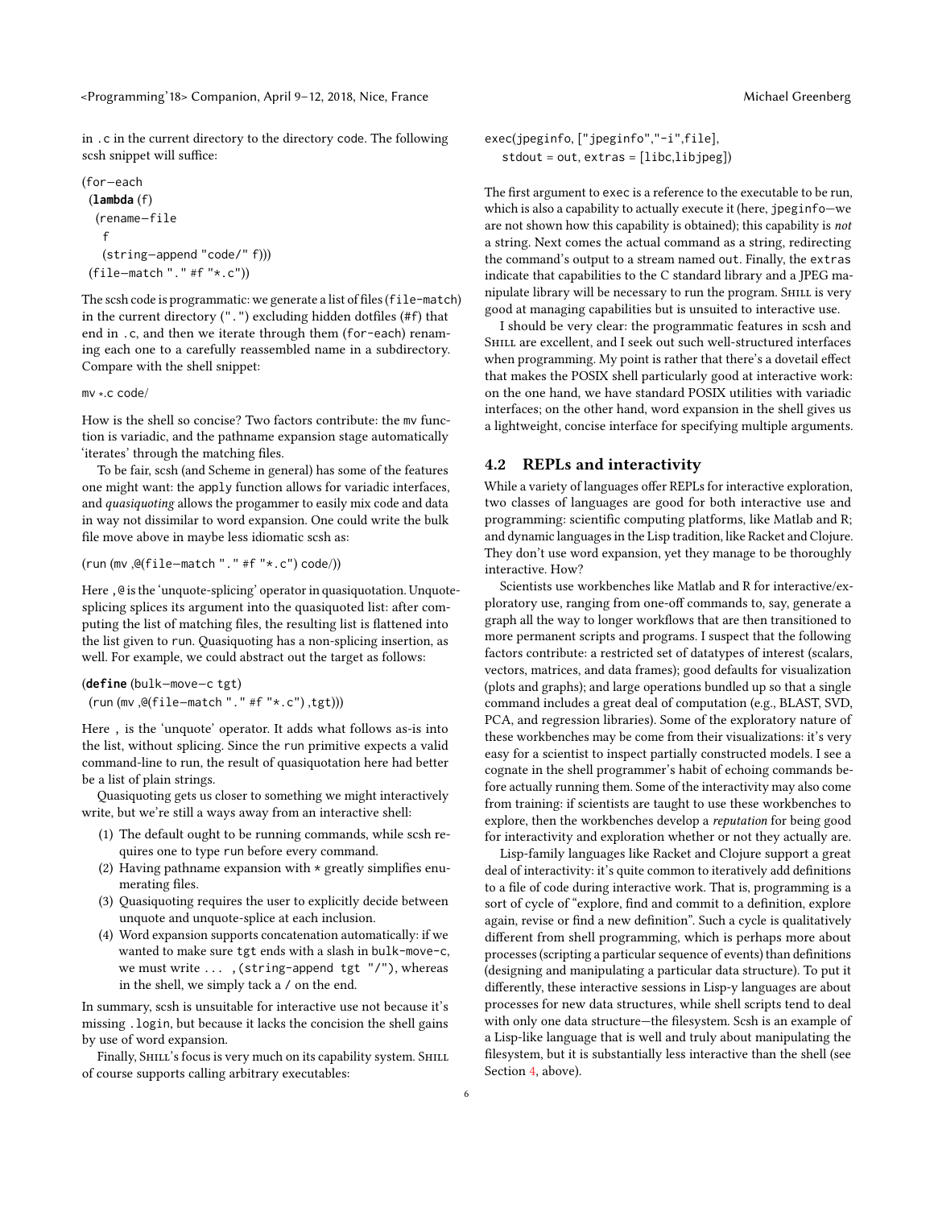in .c in the current directory to the directory code. The following scsh snippet will suffice:

```
(for−each
 (lambda (f)
  (rename−file
   f
   (string−append "code/" f)))
 (file−match "." #f "*.c"))
```

The scsh code is programmatic: we generate a list of files (file-match) in the current directory (".") excluding hidden dotfiles (#f) that end in .c, and then we iterate through them (for-each) renaming each one to a carefully reassembled name in a subdirectory. Compare with the shell snippet:

```
mv *.c code/
```

How is the shell so concise? Two factors contribute: the mv function is variadic, and the pathname expansion stage automatically 'iterates' through the matching files.

To be fair, scsh (and Scheme in general) has some of the features one might want: the apply function allows for variadic interfaces, and *quasiquoting* allows the progammer to easily mix code and data in way not dissimilar to word expansion. One could write the bulk file move above in maybe less idiomatic scsh as:

```
(run (mv ,@(file−match "." #f "*.c") code/))
```

Here ,@ is the 'unquote-splicing' operator in quasiquotation. Unquote-splicing splices its argument into the quasiquoted list: after computing the list of matching files, the resulting list is flattened into the list given to run. Quasiquoting has a non-splicing insertion, as well. For example, we could abstract out the target as follows:

```
(define (bulk−move−c tgt)
 (run (mv ,@(file−match "." #f "*.c") ,tgt)))
```

Here , is the 'unquote' operator. It adds what follows as-is into the list, without splicing. Since the run primitive expects a valid command-line to run, the result of quasiquotation here had better be a list of plain strings.

Quasiquoting gets us closer to something we might interactively write, but we're still a ways away from an interactive shell:

1. The default ought to be running commands, while scsh requires one to type run before every command.
2. Having pathname expansion with * greatly simplifies enumerating files.
3. Quasiquoting requires the user to explicitly decide between unquote and unquote-splice at each inclusion.
4. Word expansion supports concatenation automatically: if we wanted to make sure tgt ends with a slash in bulk-move-c, we must write ... ,(string-append tgt "/"), whereas in the shell, we simply tack a / on the end.

In summary, scsh is unsuitable for interactive use not because it's missing .login, but because it lacks the concision the shell gains by use of word expansion.

Finally, Shill's focus is very much on its capability system. Shill of course supports calling arbitrary executables:

```
exec(jpeginfo, ["jpeginfo","-i",file],
  stdout = out, extras = [libc,libjpeg])
```

The first argument to exec is a reference to the executable to be run, which is also a capability to actually execute it (here, jpeginfo—we are not shown how this capability is obtained); this capability is *not* a string. Next comes the actual command as a string, redirecting the command's output to a stream named out. Finally, the extras indicate that capabilities to the C standard library and a JPEG manipulate library will be necessary to run the program. Shill is very good at managing capabilities but is unsuited to interactive use.

I should be very clear: the programmatic features in scsh and Shill are excellent, and I seek out such well-structured interfaces when programming. My point is rather that there's a dovetail effect that makes the POSIX shell particularly good at interactive work: on the one hand, we have standard POSIX utilities with variadic interfaces; on the other hand, word expansion in the shell gives us a lightweight, concise interface for specifying multiple arguments.

### 4.2 REPLs and interactivity

While a variety of languages offer REPLs for interactive exploration, two classes of languages are good for both interactive use and programming: scientific computing platforms, like Matlab and R; and dynamic languages in the Lisp tradition, like Racket and Clojure. They don't use word expansion, yet they manage to be thoroughly interactive. How?

Scientists use workbenches like Matlab and R for interactive/exploratory use, ranging from one-off commands to, say, generate a graph all the way to longer workflows that are then transitioned to more permanent scripts and programs. I suspect that the following factors contribute: a restricted set of datatypes of interest (scalars, vectors, matrices, and data frames); good defaults for visualization (plots and graphs); and large operations bundled up so that a single command includes a great deal of computation (e.g., BLAST, SVD, PCA, and regression libraries). Some of the exploratory nature of these workbenches may be come from their visualizations: it's very easy for a scientist to inspect partially constructed models. I see a cognate in the shell programmer's habit of echoing commands before actually running them. Some of the interactivity may also come from training: if scientists are taught to use these workbenches to explore, then the workbenches develop a *reputation* for being good for interactivity and exploration whether or not they actually are.

Lisp-family languages like Racket and Clojure support a great deal of interactivity: it's quite common to iteratively add definitions to a file of code during interactive work. That is, programming is a sort of cycle of "explore, find and commit to a definition, explore again, revise or find a new definition". Such a cycle is qualitatively different from shell programming, which is perhaps more about processes (scripting a particular sequence of events) than definitions (designing and manipulating a particular data structure). To put it differently, these interactive sessions in Lisp-y languages are about processes for new data structures, while shell scripts tend to deal with only one data structure—the filesystem. Scsh is an example of a Lisp-like language that is well and truly about manipulating the filesystem, but it is substantially less interactive than the shell (see Section 4, above).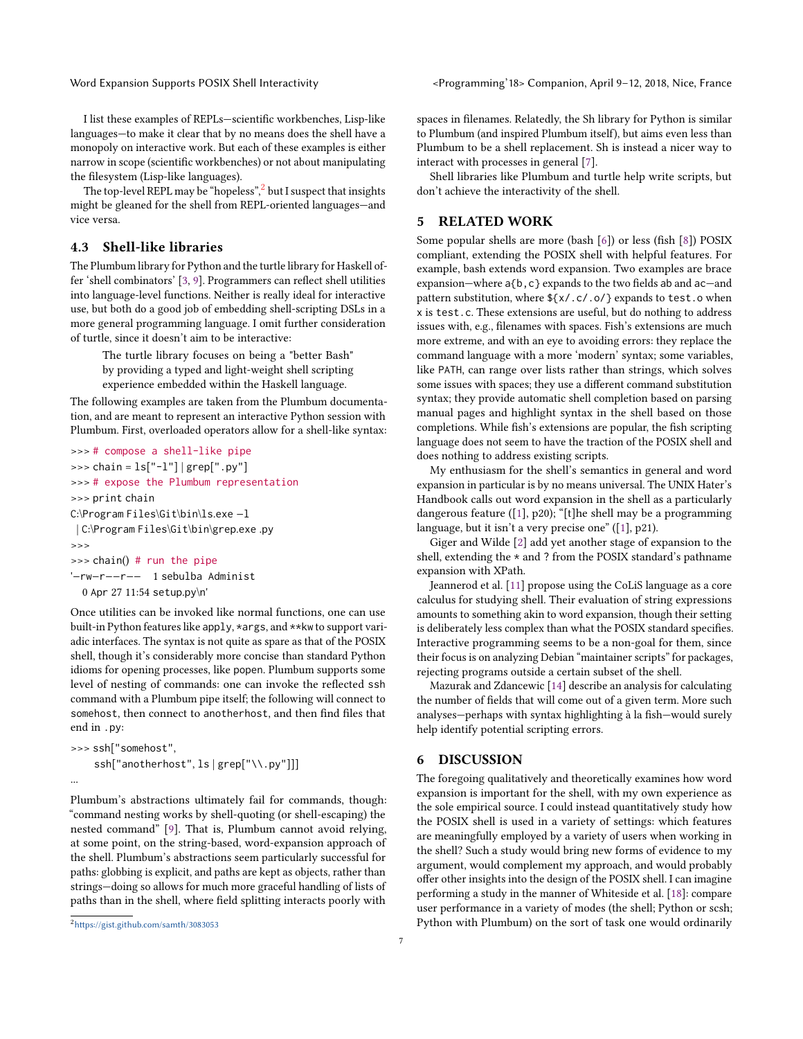I list these examples of REPLs—scientific workbenches, Lisp-like languages—to make it clear that by no means does the shell have a monopoly on interactive work. But each of these examples is either narrow in scope (scientific workbenches) or not about manipulating the filesystem (Lisp-like languages).

The top-level REPL may be "hopeless",[2] but I suspect that insights might be gleaned for the shell from REPL-oriented languages—and vice versa.

### 4.3 Shell-like libraries

The Plumbum library for Python and the turtle library for Haskell offer 'shell combinators' [3, 9]. Programmers can reflect shell utilities into language-level functions. Neither is really ideal for interactive use, but both do a good job of embedding shell-scripting DSLs in a more general programming language. I omit further consideration of turtle, since it doesn't aim to be interactive:

> The turtle library focuses on being a "better Bash" by providing a typed and light-weight shell scripting experience embedded within the Haskell language.

The following examples are taken from the Plumbum documentation, and are meant to represent an interactive Python session with Plumbum. First, overloaded operators allow for a shell-like syntax:

```
>>> # compose a shell-like pipe
>>> chain = ls["-l"] | grep[".py"]
>>> # expose the Plumbum representation
>>> print chain
C:\Program Files\Git\bin\ls.exe -l
 | C:\Program Files\Git\bin\grep.exe .py
>>>
>>> chain() # run the pipe
'-rw-r--r-- 1 sebulba Administ
  0 Apr 27 11:54 setup.py\n'
```

Once utilities can be invoked like normal functions, one can use built-in Python features like `apply`, `*args`, and `**kw` to support variadic interfaces. The syntax is not quite as spare as that of the POSIX shell, though it's considerably more concise than standard Python idioms for opening processes, like `popen`. Plumbum supports some level of nesting of commands: one can invoke the reflected `ssh` command with a Plumbum pipe itself; the following will connect to `somehost`, then connect to `anotherhost`, and then find files that end in `.py`:

```
>>> ssh["somehost",
     ssh["anotherhost", ls | grep["\\.py"]]]
...
```

Plumbum's abstractions ultimately fail for commands, though: "command nesting works by shell-quoting (or shell-escaping) the nested command" [9]. That is, Plumbum cannot avoid relying, at some point, on the string-based, word-expansion approach of the shell. Plumbum's abstractions seem particularly successful for paths: globbing is explicit, and paths are kept as objects, rather than strings—doing so allows for much more graceful handling of lists of paths than in the shell, where field splitting interacts poorly with spaces in filenames. Relatedly, the Sh library for Python is similar to Plumbum (and inspired Plumbum itself), but aims even less than Plumbum to be a shell replacement. Sh is instead a nicer way to interact with processes in general [7].

Shell libraries like Plumbum and turtle help write scripts, but don't achieve the interactivity of the shell.

## 5 RELATED WORK

Some popular shells are more (bash [6]) or less (fish [8]) POSIX compliant, extending the POSIX shell with helpful features. For example, bash extends word expansion. Two examples are brace expansion—where `a{b,c}` expands to the two fields `ab` and `ac`—and pattern substitution, where `${x/.c/.o/}` expands to `test.o` when `x` is `test.c`. These extensions are useful, but do nothing to address issues with, e.g., filenames with spaces. Fish's extensions are much more extreme, and with an eye to avoiding errors: they replace the command language with a more 'modern' syntax; some variables, like `PATH`, can range over lists rather than strings, which solves some issues with spaces; they use a different command substitution syntax; they provide automatic shell completion based on parsing manual pages and highlight syntax in the shell based on those completions. While fish's extensions are popular, the fish scripting language does not seem to have the traction of the POSIX shell and does nothing to address existing scripts.

My enthusiasm for the shell's semantics in general and word expansion in particular is by no means universal. The UNIX Hater's Handbook calls out word expansion in the shell as a particularly dangerous feature ([1], p20); "[t]he shell may be a programming language, but it isn't a very precise one" ([1], p21).

Giger and Wilde [2] add yet another stage of expansion to the shell, extending the `*` and `?` from the POSIX standard's pathname expansion with XPath.

Jeannerod et al. [11] propose using the CoLiS language as a core calculus for studying shell. Their evaluation of string expressions amounts to something akin to word expansion, though their setting is deliberately less complex than what the POSIX standard specifies. Interactive programming seems to be a non-goal for them, since their focus is on analyzing Debian "maintainer scripts" for packages, rejecting programs outside a certain subset of the shell.

Mazurak and Zdancewic [14] describe an analysis for calculating the number of fields that will come out of a given term. More such analyses—perhaps with syntax highlighting à la fish—would surely help identify potential scripting errors.

## 6 DISCUSSION

The foregoing qualitatively and theoretically examines how word expansion is important for the shell, with my own experience as the sole empirical source. I could instead quantitatively study how the POSIX shell is used in a variety of settings: which features are meaningfully employed by a variety of users when working in the shell? Such a study would bring new forms of evidence to my argument, would complement my approach, and would probably offer other insights into the design of the POSIX shell. I can imagine performing a study in the manner of Whiteside et al. [18]: compare user performance in a variety of modes (the shell; Python or scsh; Python with Plumbum) on the sort of task one would ordinarily

[2] https://gist.github.com/samth/3083053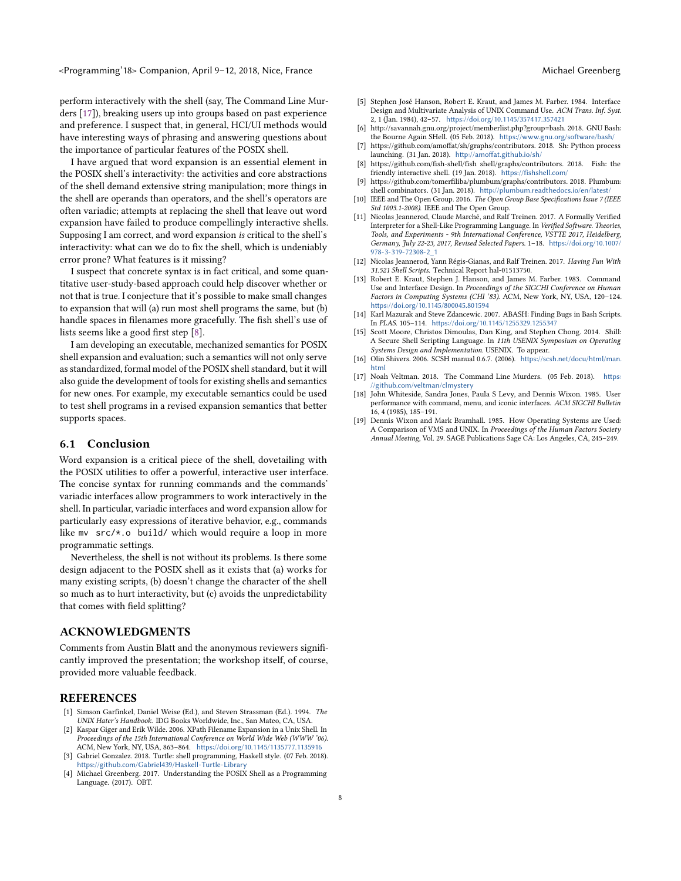perform interactively with the shell (say, The Command Line Murders [17]), breaking users up into groups based on past experience and preference. I suspect that, in general, HCI/UI methods would have interesting ways of phrasing and answering questions about the importance of particular features of the POSIX shell.

I have argued that word expansion is an essential element in the POSIX shell's interactivity: the activities and core abstractions of the shell demand extensive string manipulation; more things in the shell are operands than operators, and the shell's operators are often variadic; attempts at replacing the shell that leave out word expansion have failed to produce compellingly interactive shells. Supposing I am correct, and word expansion *is* critical to the shell's interactivity: what can we do to fix the shell, which is undeniably error prone? What features is it missing?

I suspect that concrete syntax is in fact critical, and some quantitative user-study-based approach could help discover whether or not that is true. I conjecture that it's possible to make small changes to expansion that will (a) run most shell programs the same, but (b) handle spaces in filenames more gracefully. The fish shell's use of lists seems like a good first step [8].

I am developing an executable, mechanized semantics for POSIX shell expansion and evaluation; such a semantics will not only serve as standardized, formal model of the POSIX shell standard, but it will also guide the development of tools for existing shells and semantics for new ones. For example, my executable semantics could be used to test shell programs in a revised expansion semantics that better supports spaces.

### 6.1 Conclusion

Word expansion is a critical piece of the shell, dovetailing with the POSIX utilities to offer a powerful, interactive user interface. The concise syntax for running commands and the commands' variadic interfaces allow programmers to work interactively in the shell. In particular, variadic interfaces and word expansion allow for particularly easy expressions of iterative behavior, e.g., commands like `mv src/*.o build/` which would require a loop in more programmatic settings.

Nevertheless, the shell is not without its problems. Is there some design adjacent to the POSIX shell as it exists that (a) works for many existing scripts, (b) doesn't change the character of the shell so much as to hurt interactivity, but (c) avoids the unpredictability that comes with field splitting?

## ACKNOWLEDGMENTS

Comments from Austin Blatt and the anonymous reviewers significantly improved the presentation; the workshop itself, of course, provided more valuable feedback.

## REFERENCES

- [1] Simson Garfinkel, Daniel Weise (Ed.), and Steven Strassman (Ed.). 1994. *The UNIX Hater's Handbook.* IDG Books Worldwide, Inc., San Mateo, CA, USA.
- [2] Kaspar Giger and Erik Wilde. 2006. XPath Filename Expansion in a Unix Shell. In *Proceedings of the 15th International Conference on World Wide Web (WWW '06).* ACM, New York, NY, USA, 863–864. https://doi.org/10.1145/1135777.1135916
- [3] Gabriel Gonzalez. 2018. Turtle: shell programming, Haskell style. (07 Feb. 2018). https://github.com/Gabriel439/Haskell-Turtle-Library
- [4] Michael Greenberg. 2017. Understanding the POSIX Shell as a Programming Language. (2017). OBT.
- [5] Stephen José Hanson, Robert E. Kraut, and James M. Farber. 1984. Interface Design and Multivariate Analysis of UNIX Command Use. *ACM Trans. Inf. Syst.* 2, 1 (Jan. 1984), 42–57. https://doi.org/10.1145/357417.357421
- [6] http://savannah.gnu.org/project/memberlist.php?group=bash. 2018. GNU Bash: the Bourne Again SHell. (05 Feb. 2018). https://www.gnu.org/software/bash/
- [7] https://github.com/amoffat/sh/graphs/contributors. 2018. Sh: Python process launching. (31 Jan. 2018). http://amoffat.github.io/sh/
- [8] https://github.com/fish-shell/fish shell/graphs/contributors. 2018. Fish: the friendly interactive shell. (19 Jan. 2018). https://fishshell.com/
- [9] https://github.com/tomerfiliba/plumbum/graphs/contributors. 2018. Plumbum: shell combinators. (31 Jan. 2018). http://plumbum.readthedocs.io/en/latest/
- [10] IEEE and The Open Group. 2016. *The Open Group Base Specifications Issue 7 (IEEE Std 1003.1-2008).* IEEE and The Open Group.
- [11] Nicolas Jeannerod, Claude Marché, and Ralf Treinen. 2017. A Formally Verified Interpreter for a Shell-Like Programming Language. In *Verified Software. Theories, Tools, and Experiments - 9th International Conference, VSTTE 2017, Heidelberg, Germany, July 22-23, 2017, Revised Selected Papers.* 1–18. https://doi.org/10.1007/978-3-319-72308-2_1
- [12] Nicolas Jeannerod, Yann Régis-Gianas, and Ralf Treinen. 2017. *Having Fun With 31.521 Shell Scripts.* Technical Report hal-01513750.
- [13] Robert E. Kraut, Stephen J. Hanson, and James M. Farber. 1983. Command Use and Interface Design. In *Proceedings of the SIGCHI Conference on Human Factors in Computing Systems (CHI '83).* ACM, New York, NY, USA, 120–124. https://doi.org/10.1145/800045.801594
- [14] Karl Mazurak and Steve Zdancewic. 2007. ABASH: Finding Bugs in Bash Scripts. In *PLAS.* 105–114. https://doi.org/10.1145/1255329.1255347
- [15] Scott Moore, Christos Dimoulas, Dan King, and Stephen Chong. 2014. Shill: A Secure Shell Scripting Language. In *11th USENIX Symposium on Operating Systems Design and Implementation.* USENIX. To appear.
- [16] Olin Shivers. 2006. SCSH manual 0.6.7. (2006). https://scsh.net/docu/html/man.html
- [17] Noah Veltman. 2018. The Command Line Murders. (05 Feb. 2018). https://github.com/veltman/clmystery
- [18] John Whiteside, Sandra Jones, Paula S Levy, and Dennis Wixon. 1985. User performance with command, menu, and iconic interfaces. *ACM SIGCHI Bulletin* 16, 4 (1985), 185–191.
- [19] Dennis Wixon and Mark Bramhall. 1985. How Operating Systems are Used: A Comparison of VMS and UNIX. In *Proceedings of the Human Factors Society Annual Meeting,* Vol. 29. SAGE Publications Sage CA: Los Angeles, CA, 245–249.